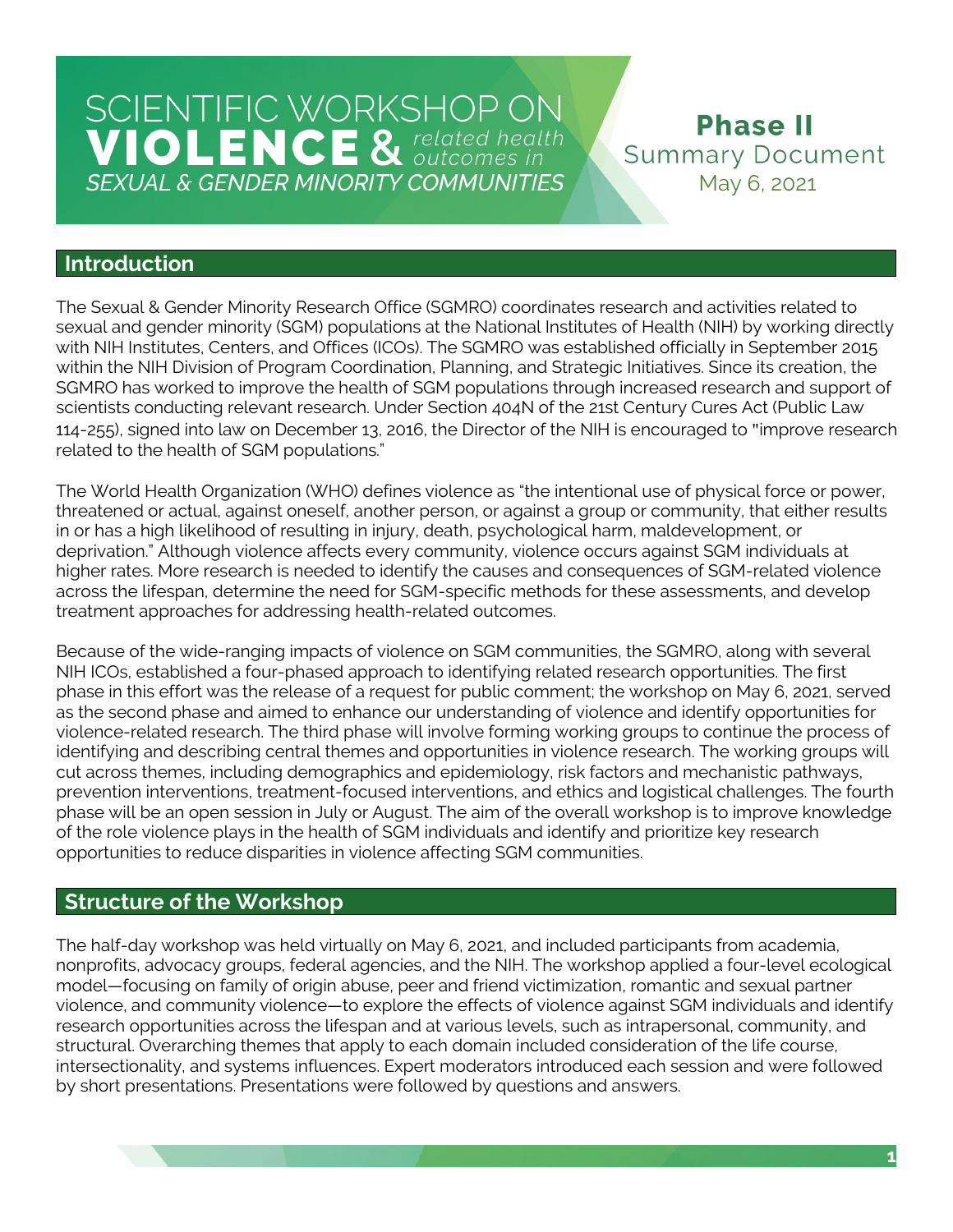# SCIENTIFIC WORKSHOP ON VIOLENCE & *related health outcomes in* *SEXUAL & GENDER MINORITY COMMUNITIES*

**Phase II**
Summary Document
May 6, 2021

## Introduction

The Sexual & Gender Minority Research Office (SGMRO) coordinates research and activities related to sexual and gender minority (SGM) populations at the National Institutes of Health (NIH) by working directly with NIH Institutes, Centers, and Offices (ICOs). The SGMRO was established officially in September 2015 within the NIH Division of Program Coordination, Planning, and Strategic Initiatives. Since its creation, the SGMRO has worked to improve the health of SGM populations through increased research and support of scientists conducting relevant research. Under Section 404N of the 21st Century Cures Act (Public Law 114-255), signed into law on December 13, 2016, the Director of the NIH is encouraged to "improve research related to the health of SGM populations."

The World Health Organization (WHO) defines violence as "the intentional use of physical force or power, threatened or actual, against oneself, another person, or against a group or community, that either results in or has a high likelihood of resulting in injury, death, psychological harm, maldevelopment, or deprivation." Although violence affects every community, violence occurs against SGM individuals at higher rates. More research is needed to identify the causes and consequences of SGM-related violence across the lifespan, determine the need for SGM-specific methods for these assessments, and develop treatment approaches for addressing health-related outcomes.

Because of the wide-ranging impacts of violence on SGM communities, the SGMRO, along with several NIH ICOs, established a four-phased approach to identifying related research opportunities. The first phase in this effort was the release of a request for public comment; the workshop on May 6, 2021, served as the second phase and aimed to enhance our understanding of violence and identify opportunities for violence-related research. The third phase will involve forming working groups to continue the process of identifying and describing central themes and opportunities in violence research. The working groups will cut across themes, including demographics and epidemiology, risk factors and mechanistic pathways, prevention interventions, treatment-focused interventions, and ethics and logistical challenges. The fourth phase will be an open session in July or August. The aim of the overall workshop is to improve knowledge of the role violence plays in the health of SGM individuals and identify and prioritize key research opportunities to reduce disparities in violence affecting SGM communities.

## Structure of the Workshop

The half-day workshop was held virtually on May 6, 2021, and included participants from academia, nonprofits, advocacy groups, federal agencies, and the NIH. The workshop applied a four-level ecological model—focusing on family of origin abuse, peer and friend victimization, romantic and sexual partner violence, and community violence—to explore the effects of violence against SGM individuals and identify research opportunities across the lifespan and at various levels, such as intrapersonal, community, and structural. Overarching themes that apply to each domain included consideration of the life course, intersectionality, and systems influences. Expert moderators introduced each session and were followed by short presentations. Presentations were followed by questions and answers.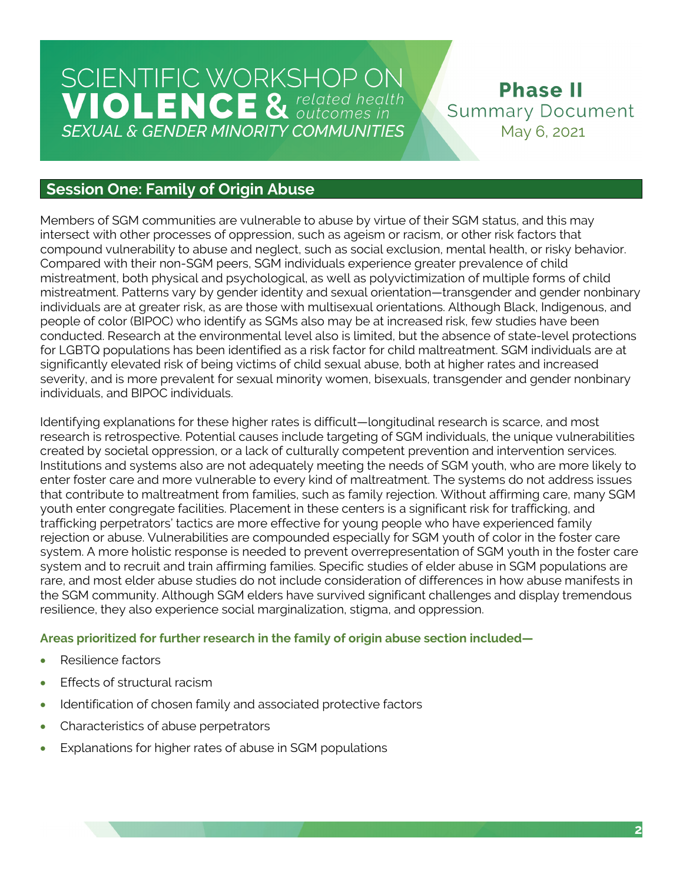## Session One: Family of Origin Abuse

Members of SGM communities are vulnerable to abuse by virtue of their SGM status, and this may intersect with other processes of oppression, such as ageism or racism, or other risk factors that compound vulnerability to abuse and neglect, such as social exclusion, mental health, or risky behavior. Compared with their non-SGM peers, SGM individuals experience greater prevalence of child mistreatment, both physical and psychological, as well as polyvictimization of multiple forms of child mistreatment. Patterns vary by gender identity and sexual orientation—transgender and gender nonbinary individuals are at greater risk, as are those with multisexual orientations. Although Black, Indigenous, and people of color (BIPOC) who identify as SGMs also may be at increased risk, few studies have been conducted. Research at the environmental level also is limited, but the absence of state-level protections for LGBTQ populations has been identified as a risk factor for child maltreatment. SGM individuals are at significantly elevated risk of being victims of child sexual abuse, both at higher rates and increased severity, and is more prevalent for sexual minority women, bisexuals, transgender and gender nonbinary individuals, and BIPOC individuals.

Identifying explanations for these higher rates is difficult—longitudinal research is scarce, and most research is retrospective. Potential causes include targeting of SGM individuals, the unique vulnerabilities created by societal oppression, or a lack of culturally competent prevention and intervention services. Institutions and systems also are not adequately meeting the needs of SGM youth, who are more likely to enter foster care and more vulnerable to every kind of maltreatment. The systems do not address issues that contribute to maltreatment from families, such as family rejection. Without affirming care, many SGM youth enter congregate facilities. Placement in these centers is a significant risk for trafficking, and trafficking perpetrators' tactics are more effective for young people who have experienced family rejection or abuse. Vulnerabilities are compounded especially for SGM youth of color in the foster care system. A more holistic response is needed to prevent overrepresentation of SGM youth in the foster care system and to recruit and train affirming families. Specific studies of elder abuse in SGM populations are rare, and most elder abuse studies do not include consideration of differences in how abuse manifests in the SGM community. Although SGM elders have survived significant challenges and display tremendous resilience, they also experience social marginalization, stigma, and oppression.

**Areas prioritized for further research in the family of origin abuse section included—**

- Resilience factors
- Effects of structural racism
- Identification of chosen family and associated protective factors
- Characteristics of abuse perpetrators
- Explanations for higher rates of abuse in SGM populations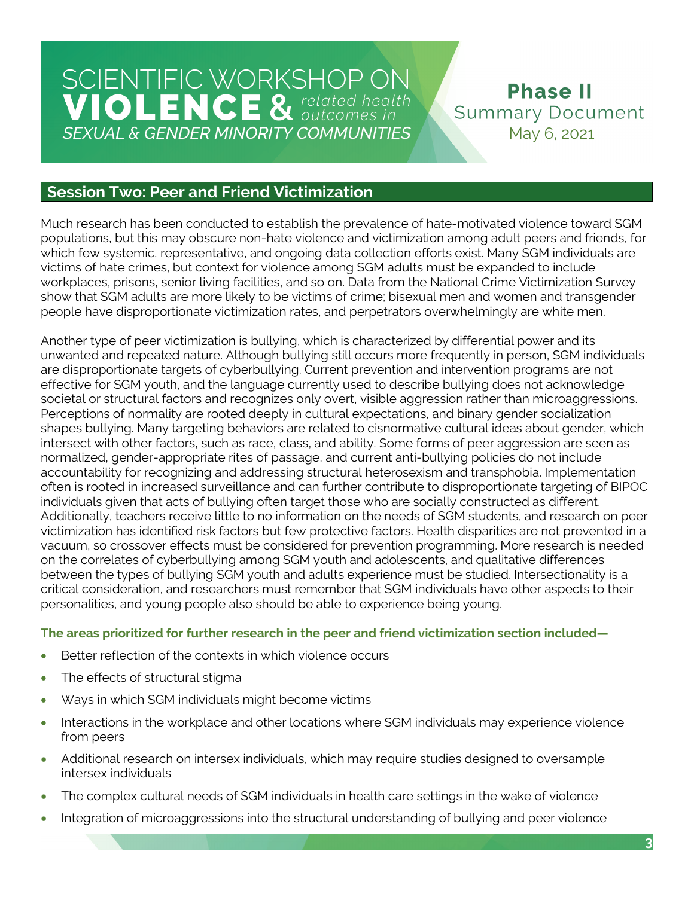## Session Two: Peer and Friend Victimization

Much research has been conducted to establish the prevalence of hate-motivated violence toward SGM populations, but this may obscure non-hate violence and victimization among adult peers and friends, for which few systemic, representative, and ongoing data collection efforts exist. Many SGM individuals are victims of hate crimes, but context for violence among SGM adults must be expanded to include workplaces, prisons, senior living facilities, and so on. Data from the National Crime Victimization Survey show that SGM adults are more likely to be victims of crime; bisexual men and women and transgender people have disproportionate victimization rates, and perpetrators overwhelmingly are white men.

Another type of peer victimization is bullying, which is characterized by differential power and its unwanted and repeated nature. Although bullying still occurs more frequently in person, SGM individuals are disproportionate targets of cyberbullying. Current prevention and intervention programs are not effective for SGM youth, and the language currently used to describe bullying does not acknowledge societal or structural factors and recognizes only overt, visible aggression rather than microaggressions. Perceptions of normality are rooted deeply in cultural expectations, and binary gender socialization shapes bullying. Many targeting behaviors are related to cisnormative cultural ideas about gender, which intersect with other factors, such as race, class, and ability. Some forms of peer aggression are seen as normalized, gender-appropriate rites of passage, and current anti-bullying policies do not include accountability for recognizing and addressing structural heterosexism and transphobia. Implementation often is rooted in increased surveillance and can further contribute to disproportionate targeting of BIPOC individuals given that acts of bullying often target those who are socially constructed as different. Additionally, teachers receive little to no information on the needs of SGM students, and research on peer victimization has identified risk factors but few protective factors. Health disparities are not prevented in a vacuum, so crossover effects must be considered for prevention programming. More research is needed on the correlates of cyberbullying among SGM youth and adolescents, and qualitative differences between the types of bullying SGM youth and adults experience must be studied. Intersectionality is a critical consideration, and researchers must remember that SGM individuals have other aspects to their personalities, and young people also should be able to experience being young.

**The areas prioritized for further research in the peer and friend victimization section included—**

- Better reflection of the contexts in which violence occurs
- The effects of structural stigma
- Ways in which SGM individuals might become victims
- Interactions in the workplace and other locations where SGM individuals may experience violence from peers
- Additional research on intersex individuals, which may require studies designed to oversample intersex individuals
- The complex cultural needs of SGM individuals in health care settings in the wake of violence
- Integration of microaggressions into the structural understanding of bullying and peer violence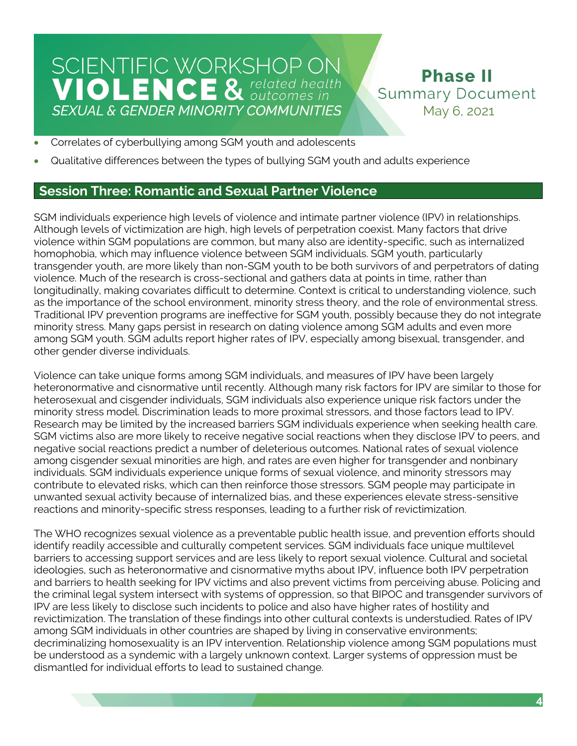- Correlates of cyberbullying among SGM youth and adolescents
- Qualitative differences between the types of bullying SGM youth and adults experience

## Session Three: Romantic and Sexual Partner Violence

SGM individuals experience high levels of violence and intimate partner violence (IPV) in relationships. Although levels of victimization are high, high levels of perpetration coexist. Many factors that drive violence within SGM populations are common, but many also are identity-specific, such as internalized homophobia, which may influence violence between SGM individuals. SGM youth, particularly transgender youth, are more likely than non-SGM youth to be both survivors of and perpetrators of dating violence. Much of the research is cross-sectional and gathers data at points in time, rather than longitudinally, making covariates difficult to determine. Context is critical to understanding violence, such as the importance of the school environment, minority stress theory, and the role of environmental stress. Traditional IPV prevention programs are ineffective for SGM youth, possibly because they do not integrate minority stress. Many gaps persist in research on dating violence among SGM adults and even more among SGM youth. SGM adults report higher rates of IPV, especially among bisexual, transgender, and other gender diverse individuals.

Violence can take unique forms among SGM individuals, and measures of IPV have been largely heteronormative and cisnormative until recently. Although many risk factors for IPV are similar to those for heterosexual and cisgender individuals, SGM individuals also experience unique risk factors under the minority stress model. Discrimination leads to more proximal stressors, and those factors lead to IPV. Research may be limited by the increased barriers SGM individuals experience when seeking health care. SGM victims also are more likely to receive negative social reactions when they disclose IPV to peers, and negative social reactions predict a number of deleterious outcomes. National rates of sexual violence among cisgender sexual minorities are high, and rates are even higher for transgender and nonbinary individuals. SGM individuals experience unique forms of sexual violence, and minority stressors may contribute to elevated risks, which can then reinforce those stressors. SGM people may participate in unwanted sexual activity because of internalized bias, and these experiences elevate stress-sensitive reactions and minority-specific stress responses, leading to a further risk of revictimization.

The WHO recognizes sexual violence as a preventable public health issue, and prevention efforts should identify readily accessible and culturally competent services. SGM individuals face unique multilevel barriers to accessing support services and are less likely to report sexual violence. Cultural and societal ideologies, such as heteronormative and cisnormative myths about IPV, influence both IPV perpetration and barriers to health seeking for IPV victims and also prevent victims from perceiving abuse. Policing and the criminal legal system intersect with systems of oppression, so that BIPOC and transgender survivors of IPV are less likely to disclose such incidents to police and also have higher rates of hostility and revictimization. The translation of these findings into other cultural contexts is understudied. Rates of IPV among SGM individuals in other countries are shaped by living in conservative environments; decriminalizing homosexuality is an IPV intervention. Relationship violence among SGM populations must be understood as a syndemic with a largely unknown context. Larger systems of oppression must be dismantled for individual efforts to lead to sustained change.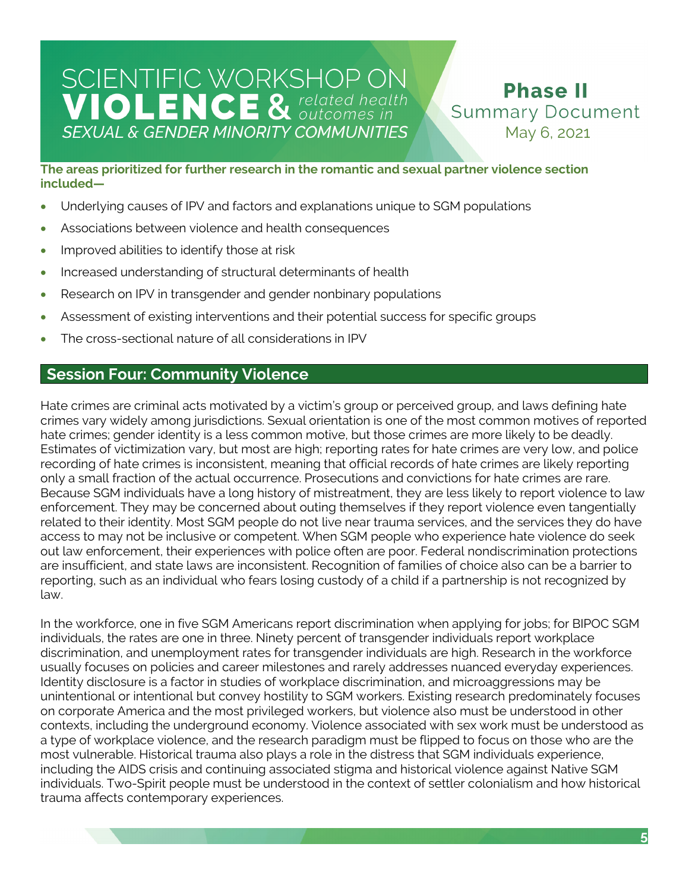**The areas prioritized for further research in the romantic and sexual partner violence section included—**

- Underlying causes of IPV and factors and explanations unique to SGM populations
- Associations between violence and health consequences
- Improved abilities to identify those at risk
- Increased understanding of structural determinants of health
- Research on IPV in transgender and gender nonbinary populations
- Assessment of existing interventions and their potential success for specific groups
- The cross-sectional nature of all considerations in IPV

## Session Four: Community Violence

Hate crimes are criminal acts motivated by a victim's group or perceived group, and laws defining hate crimes vary widely among jurisdictions. Sexual orientation is one of the most common motives of reported hate crimes; gender identity is a less common motive, but those crimes are more likely to be deadly. Estimates of victimization vary, but most are high; reporting rates for hate crimes are very low, and police recording of hate crimes is inconsistent, meaning that official records of hate crimes are likely reporting only a small fraction of the actual occurrence. Prosecutions and convictions for hate crimes are rare. Because SGM individuals have a long history of mistreatment, they are less likely to report violence to law enforcement. They may be concerned about outing themselves if they report violence even tangentially related to their identity. Most SGM people do not live near trauma services, and the services they do have access to may not be inclusive or competent. When SGM people who experience hate violence do seek out law enforcement, their experiences with police often are poor. Federal nondiscrimination protections are insufficient, and state laws are inconsistent. Recognition of families of choice also can be a barrier to reporting, such as an individual who fears losing custody of a child if a partnership is not recognized by law.

In the workforce, one in five SGM Americans report discrimination when applying for jobs; for BIPOC SGM individuals, the rates are one in three. Ninety percent of transgender individuals report workplace discrimination, and unemployment rates for transgender individuals are high. Research in the workforce usually focuses on policies and career milestones and rarely addresses nuanced everyday experiences. Identity disclosure is a factor in studies of workplace discrimination, and microaggressions may be unintentional or intentional but convey hostility to SGM workers. Existing research predominately focuses on corporate America and the most privileged workers, but violence also must be understood in other contexts, including the underground economy. Violence associated with sex work must be understood as a type of workplace violence, and the research paradigm must be flipped to focus on those who are the most vulnerable. Historical trauma also plays a role in the distress that SGM individuals experience, including the AIDS crisis and continuing associated stigma and historical violence against Native SGM individuals. Two-Spirit people must be understood in the context of settler colonialism and how historical trauma affects contemporary experiences.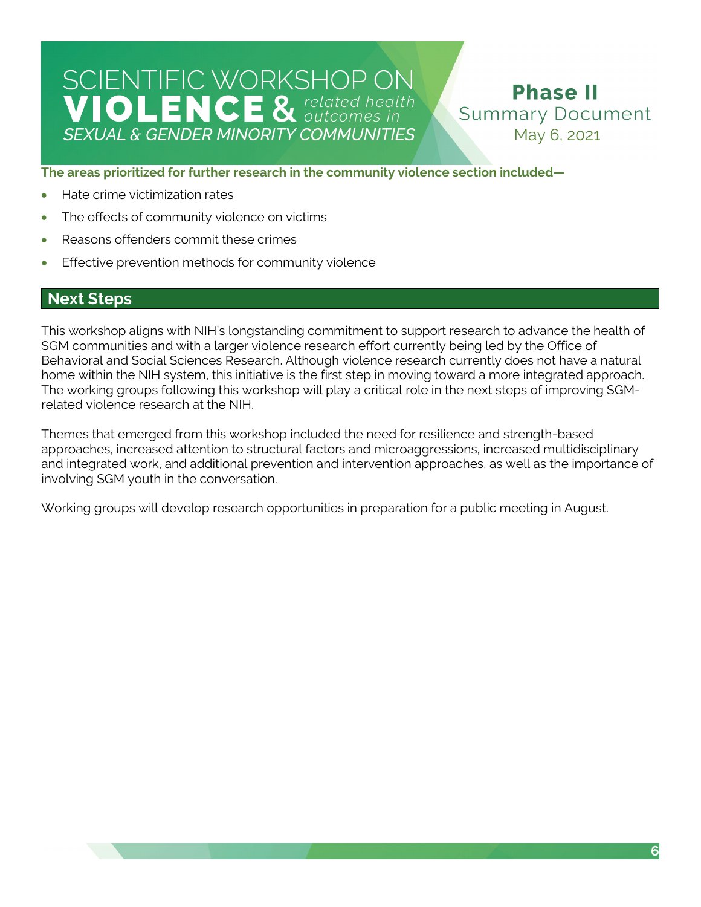**The areas prioritized for further research in the community violence section included—**

- Hate crime victimization rates
- The effects of community violence on victims
- Reasons offenders commit these crimes
- Effective prevention methods for community violence

## Next Steps

This workshop aligns with NIH's longstanding commitment to support research to advance the health of SGM communities and with a larger violence research effort currently being led by the Office of Behavioral and Social Sciences Research. Although violence research currently does not have a natural home within the NIH system, this initiative is the first step in moving toward a more integrated approach. The working groups following this workshop will play a critical role in the next steps of improving SGM-related violence research at the NIH.

Themes that emerged from this workshop included the need for resilience and strength-based approaches, increased attention to structural factors and microaggressions, increased multidisciplinary and integrated work, and additional prevention and intervention approaches, as well as the importance of involving SGM youth in the conversation.

Working groups will develop research opportunities in preparation for a public meeting in August.